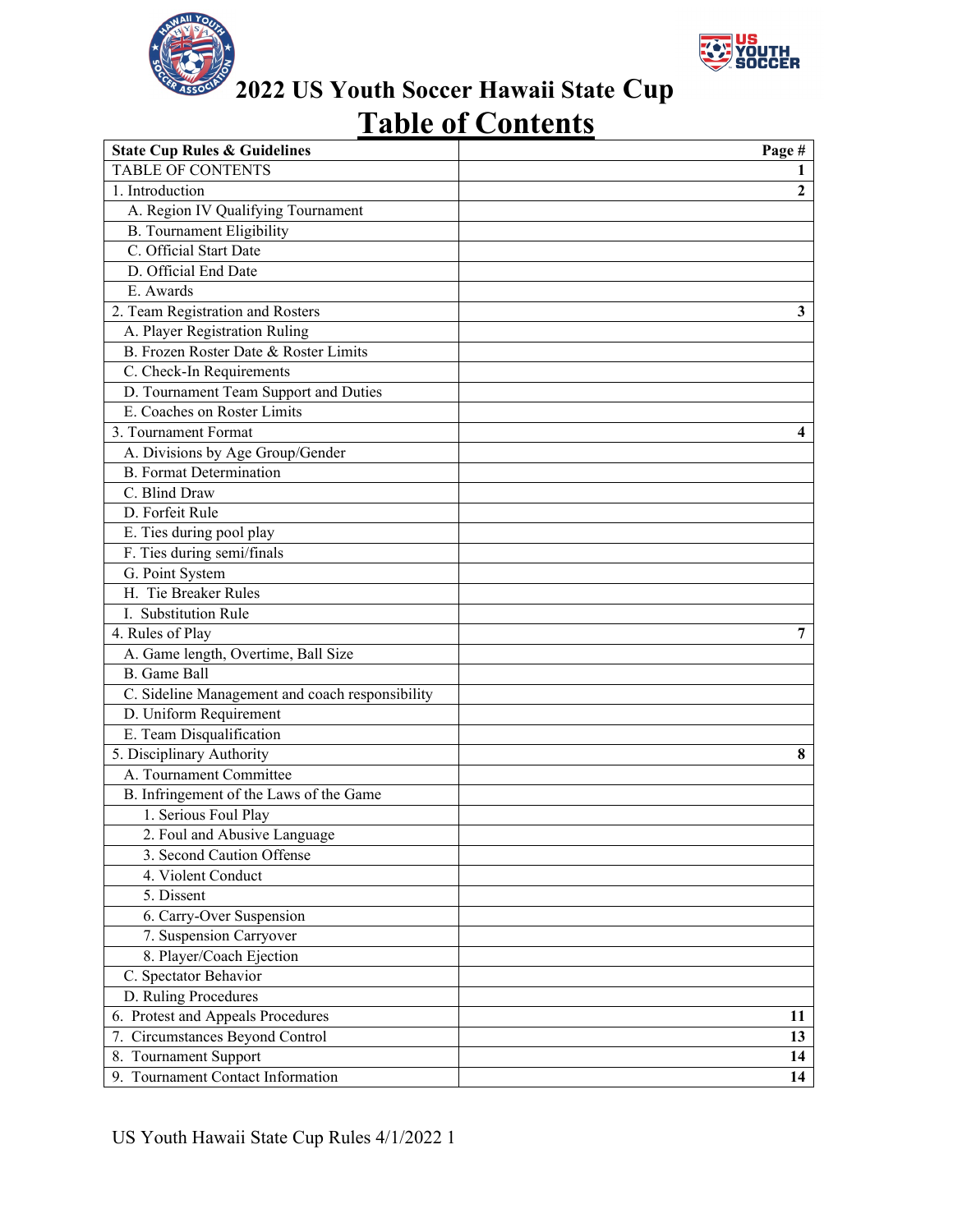# 2022 US Youth Soccer Hawaii State Cup

## Table of Contents

| State Cup Rules & Guidelines | Page # |
|---|---|
| TABLE OF CONTENTS | 1 |
| 1. Introduction | 2 |
| A. Region IV Qualifying Tournament | |
| B. Tournament Eligibility | |
| C. Official Start Date | |
| D. Official End Date | |
| E. Awards | |
| 2. Team Registration and Rosters | 3 |
| A. Player Registration Ruling | |
| B. Frozen Roster Date & Roster Limits | |
| C. Check-In Requirements | |
| D. Tournament Team Support and Duties | |
| E. Coaches on Roster Limits | |
| 3. Tournament Format | 4 |
| A. Divisions by Age Group/Gender | |
| B. Format Determination | |
| C. Blind Draw | |
| D. Forfeit Rule | |
| E. Ties during pool play | |
| F. Ties during semi/finals | |
| G. Point System | |
| H. Tie Breaker Rules | |
| I. Substitution Rule | |
| 4. Rules of Play | 7 |
| A. Game length, Overtime, Ball Size | |
| B. Game Ball | |
| C. Sideline Management and coach responsibility | |
| D. Uniform Requirement | |
| E. Team Disqualification | |
| 5. Disciplinary Authority | 8 |
| A. Tournament Committee | |
| B. Infringement of the Laws of the Game | |
| 1. Serious Foul Play | |
| 2. Foul and Abusive Language | |
| 3. Second Caution Offense | |
| 4. Violent Conduct | |
| 5. Dissent | |
| 6. Carry-Over Suspension | |
| 7. Suspension Carryover | |
| 8. Player/Coach Ejection | |
| C. Spectator Behavior | |
| D. Ruling Procedures | |
| 6. Protest and Appeals Procedures | 11 |
| 7. Circumstances Beyond Control | 13 |
| 8. Tournament Support | 14 |
| 9. Tournament Contact Information | 14 |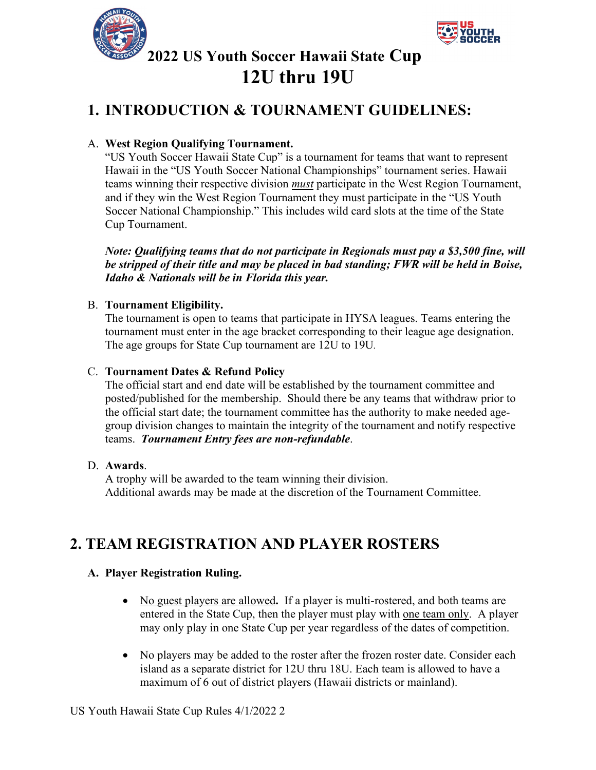# 2022 US Youth Soccer Hawaii State Cup
# 12U thru 19U

## 1. INTRODUCTION & TOURNAMENT GUIDELINES:

A. **West Region Qualifying Tournament.**
"US Youth Soccer Hawaii State Cup" is a tournament for teams that want to represent Hawaii in the "US Youth Soccer National Championships" tournament series. Hawaii teams winning their respective division ***must*** participate in the West Region Tournament, and if they win the West Region Tournament they must participate in the "US Youth Soccer National Championship." This includes wild card slots at the time of the State Cup Tournament.

***Note: Qualifying teams that do not participate in Regionals must pay a $3,500 fine, will be stripped of their title and may be placed in bad standing; FWR will be held in Boise, Idaho & Nationals will be in Florida this year.***

B. **Tournament Eligibility.**
The tournament is open to teams that participate in HYSA leagues. Teams entering the tournament must enter in the age bracket corresponding to their league age designation. The age groups for State Cup tournament are 12U to 19U.

C. **Tournament Dates & Refund Policy**
The official start and end date will be established by the tournament committee and posted/published for the membership. Should there be any teams that withdraw prior to the official start date; the tournament committee has the authority to make needed age-group division changes to maintain the integrity of the tournament and notify respective teams. ***Tournament Entry fees are non-refundable***.

D. **Awards**.
A trophy will be awarded to the team winning their division.
Additional awards may be made at the discretion of the Tournament Committee.

## 2. TEAM REGISTRATION AND PLAYER ROSTERS

**A. Player Registration Ruling.**

- No guest players are allowed**.** If a player is multi-rostered, and both teams are entered in the State Cup, then the player must play with one team only. A player may only play in one State Cup per year regardless of the dates of competition.

- No players may be added to the roster after the frozen roster date. Consider each island as a separate district for 12U thru 18U. Each team is allowed to have a maximum of 6 out of district players (Hawaii districts or mainland).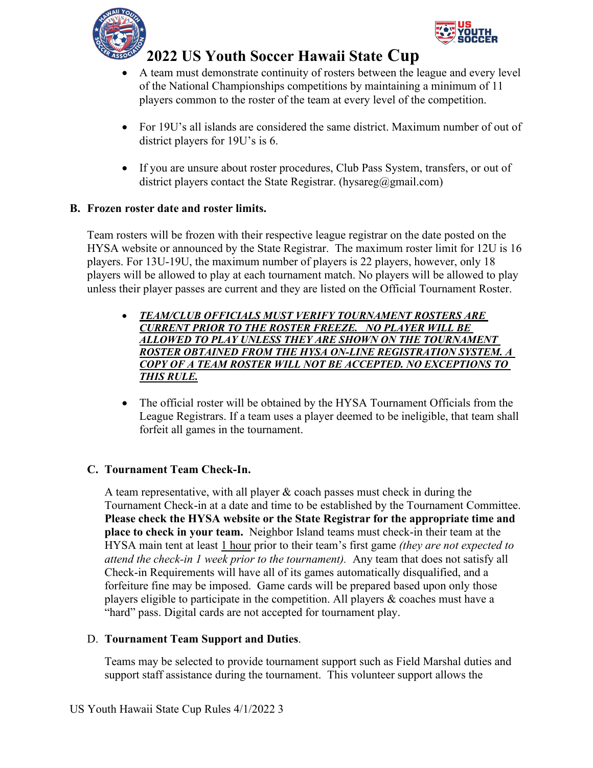- A team must demonstrate continuity of rosters between the league and every level of the National Championships competitions by maintaining a minimum of 11 players common to the roster of the team at every level of the competition.

- For 19U's all islands are considered the same district. Maximum number of out of district players for 19U's is 6.

- If you are unsure about roster procedures, Club Pass System, transfers, or out of district players contact the State Registrar. (hysareg@gmail.com)

### B. Frozen roster date and roster limits.

Team rosters will be frozen with their respective league registrar on the date posted on the HYSA website or announced by the State Registrar. The maximum roster limit for 12U is 16 players. For 13U-19U, the maximum number of players is 22 players, however, only 18 players will be allowed to play at each tournament match. No players will be allowed to play unless their player passes are current and they are listed on the Official Tournament Roster.

- ***<u>TEAM/CLUB OFFICIALS MUST VERIFY TOURNAMENT ROSTERS ARE CURRENT PRIOR TO THE ROSTER FREEZE. NO PLAYER WILL BE ALLOWED TO PLAY UNLESS THEY ARE SHOWN ON THE TOURNAMENT ROSTER OBTAINED FROM THE HYSA ON-LINE REGISTRATION SYSTEM. A COPY OF A TEAM ROSTER WILL NOT BE ACCEPTED. NO EXCEPTIONS TO THIS RULE.</u>***

- The official roster will be obtained by the HYSA Tournament Officials from the League Registrars. If a team uses a player deemed to be ineligible, that team shall forfeit all games in the tournament.

### C. Tournament Team Check-In.

A team representative, with all player & coach passes must check in during the Tournament Check-in at a date and time to be established by the Tournament Committee. **Please check the HYSA website or the State Registrar for the appropriate time and place to check in your team.** Neighbor Island teams must check-in their team at the HYSA main tent at least <u>1 hour</u> prior to their team's first game *(they are not expected to attend the check-in 1 week prior to the tournament).* Any team that does not satisfy all Check-in Requirements will have all of its games automatically disqualified, and a forfeiture fine may be imposed. Game cards will be prepared based upon only those players eligible to participate in the competition. All players & coaches must have a "hard" pass. Digital cards are not accepted for tournament play.

### D. Tournament Team Support and Duties.

Teams may be selected to provide tournament support such as Field Marshal duties and support staff assistance during the tournament. This volunteer support allows the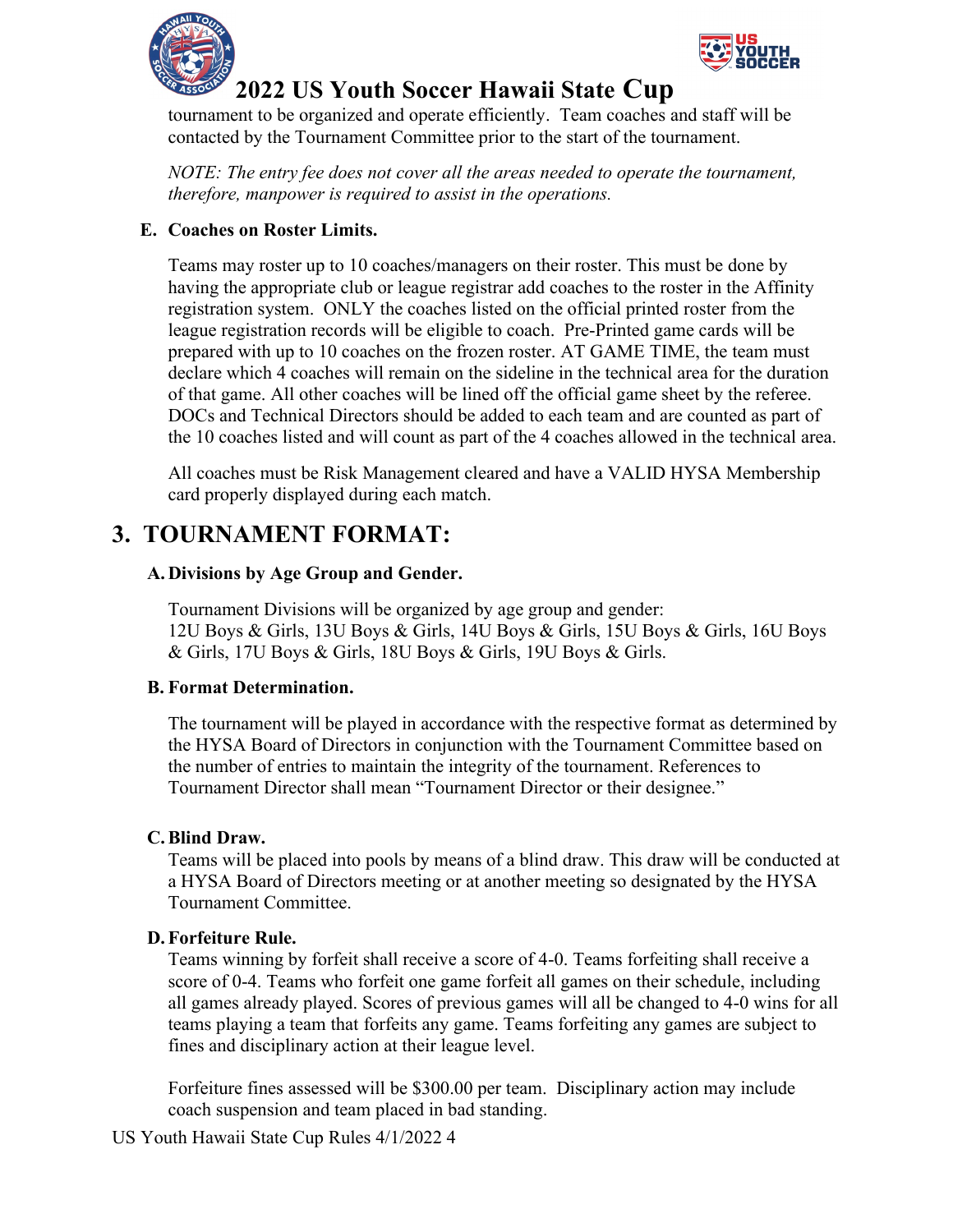tournament to be organized and operate efficiently. Team coaches and staff will be contacted by the Tournament Committee prior to the start of the tournament.

*NOTE: The entry fee does not cover all the areas needed to operate the tournament, therefore, manpower is required to assist in the operations.*

### E. Coaches on Roster Limits.

Teams may roster up to 10 coaches/managers on their roster. This must be done by having the appropriate club or league registrar add coaches to the roster in the Affinity registration system. ONLY the coaches listed on the official printed roster from the league registration records will be eligible to coach. Pre-Printed game cards will be prepared with up to 10 coaches on the frozen roster. AT GAME TIME, the team must declare which 4 coaches will remain on the sideline in the technical area for the duration of that game. All other coaches will be lined off the official game sheet by the referee. DOCs and Technical Directors should be added to each team and are counted as part of the 10 coaches listed and will count as part of the 4 coaches allowed in the technical area.

All coaches must be Risk Management cleared and have a VALID HYSA Membership card properly displayed during each match.

## 3. TOURNAMENT FORMAT:

### A. Divisions by Age Group and Gender.

Tournament Divisions will be organized by age group and gender:
12U Boys & Girls, 13U Boys & Girls, 14U Boys & Girls, 15U Boys & Girls, 16U Boys & Girls, 17U Boys & Girls, 18U Boys & Girls, 19U Boys & Girls.

### B. Format Determination.

The tournament will be played in accordance with the respective format as determined by the HYSA Board of Directors in conjunction with the Tournament Committee based on the number of entries to maintain the integrity of the tournament. References to Tournament Director shall mean "Tournament Director or their designee."

### C. Blind Draw.

Teams will be placed into pools by means of a blind draw. This draw will be conducted at a HYSA Board of Directors meeting or at another meeting so designated by the HYSA Tournament Committee.

### D. Forfeiture Rule.

Teams winning by forfeit shall receive a score of 4-0. Teams forfeiting shall receive a score of 0-4. Teams who forfeit one game forfeit all games on their schedule, including all games already played. Scores of previous games will all be changed to 4-0 wins for all teams playing a team that forfeits any game. Teams forfeiting any games are subject to fines and disciplinary action at their league level.

Forfeiture fines assessed will be $300.00 per team. Disciplinary action may include coach suspension and team placed in bad standing.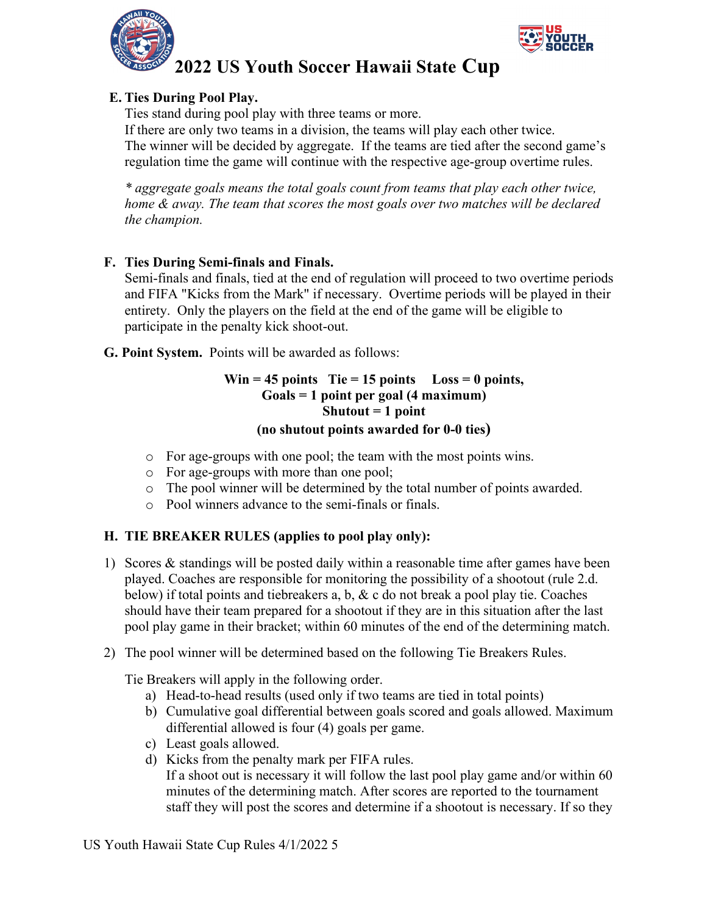### E. Ties During Pool Play.

Ties stand during pool play with three teams or more.
If there are only two teams in a division, the teams will play each other twice.
The winner will be decided by aggregate. If the teams are tied after the second game's regulation time the game will continue with the respective age-group overtime rules.

*\* aggregate goals means the total goals count from teams that play each other twice, home & away. The team that scores the most goals over two matches will be declared the champion.*

### F. Ties During Semi-finals and Finals.

Semi-finals and finals, tied at the end of regulation will proceed to two overtime periods and FIFA "Kicks from the Mark" if necessary. Overtime periods will be played in their entirety. Only the players on the field at the end of the game will be eligible to participate in the penalty kick shoot-out.

**G. Point System.** Points will be awarded as follows:

**Win = 45 points Tie = 15 points Loss = 0 points,**
**Goals = 1 point per goal (4 maximum)**
**Shutout = 1 point**
**(no shutout points awarded for 0-0 ties)**

- For age-groups with one pool; the team with the most points wins.
- For age-groups with more than one pool;
- The pool winner will be determined by the total number of points awarded.
- Pool winners advance to the semi-finals or finals.

### H. TIE BREAKER RULES (applies to pool play only):

1) Scores & standings will be posted daily within a reasonable time after games have been played. Coaches are responsible for monitoring the possibility of a shootout (rule 2.d. below) if total points and tiebreakers a, b, & c do not break a pool play tie. Coaches should have their team prepared for a shootout if they are in this situation after the last pool play game in their bracket; within 60 minutes of the end of the determining match.

2) The pool winner will be determined based on the following Tie Breakers Rules.

   Tie Breakers will apply in the following order.
   a) Head-to-head results (used only if two teams are tied in total points)
   b) Cumulative goal differential between goals scored and goals allowed. Maximum differential allowed is four (4) goals per game.
   c) Least goals allowed.
   d) Kicks from the penalty mark per FIFA rules.
      If a shoot out is necessary it will follow the last pool play game and/or within 60 minutes of the determining match. After scores are reported to the tournament staff they will post the scores and determine if a shootout is necessary. If so they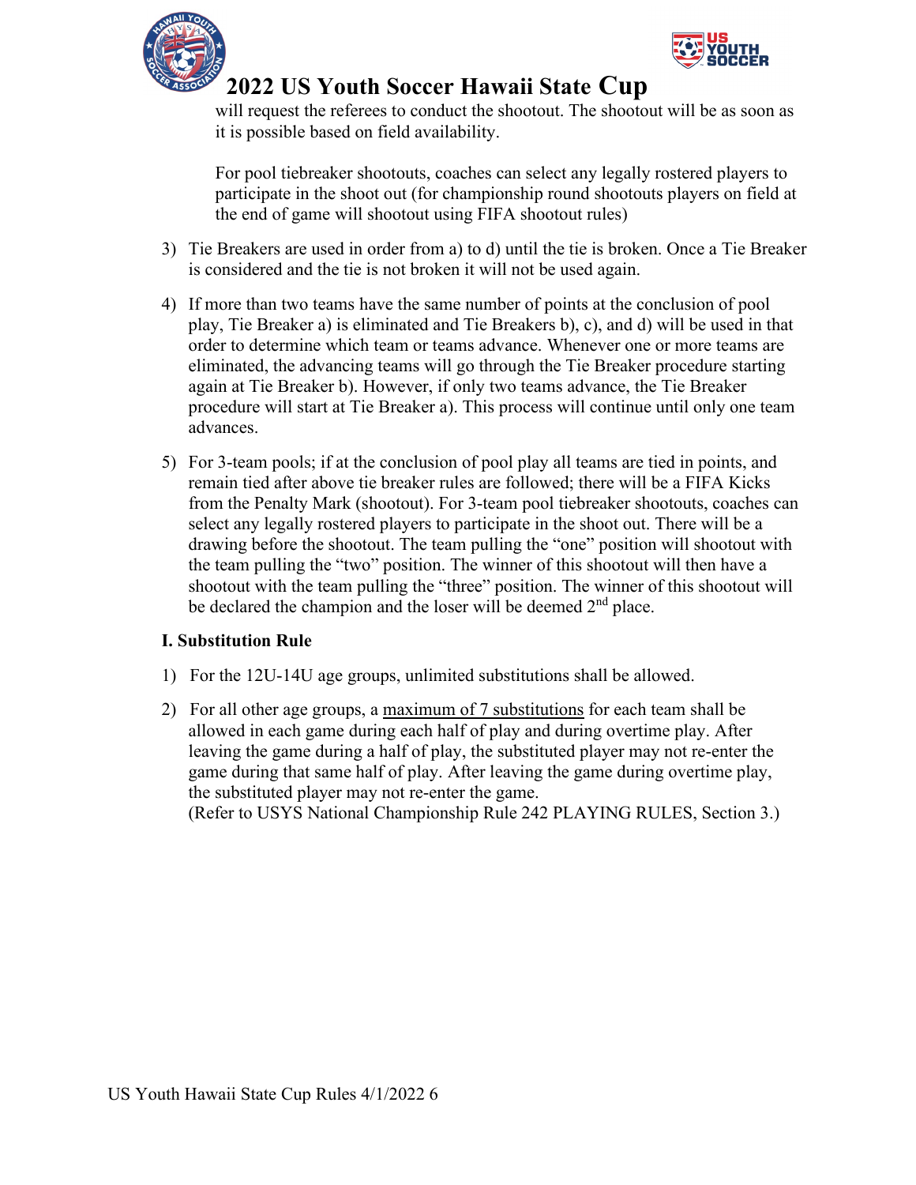will request the referees to conduct the shootout. The shootout will be as soon as it is possible based on field availability.

For pool tiebreaker shootouts, coaches can select any legally rostered players to participate in the shoot out (for championship round shootouts players on field at the end of game will shootout using FIFA shootout rules)

3) Tie Breakers are used in order from a) to d) until the tie is broken. Once a Tie Breaker is considered and the tie is not broken it will not be used again.

4) If more than two teams have the same number of points at the conclusion of pool play, Tie Breaker a) is eliminated and Tie Breakers b), c), and d) will be used in that order to determine which team or teams advance. Whenever one or more teams are eliminated, the advancing teams will go through the Tie Breaker procedure starting again at Tie Breaker b). However, if only two teams advance, the Tie Breaker procedure will start at Tie Breaker a). This process will continue until only one team advances.

5) For 3-team pools; if at the conclusion of pool play all teams are tied in points, and remain tied after above tie breaker rules are followed; there will be a FIFA Kicks from the Penalty Mark (shootout). For 3-team pool tiebreaker shootouts, coaches can select any legally rostered players to participate in the shoot out. There will be a drawing before the shootout. The team pulling the "one" position will shootout with the team pulling the "two" position. The winner of this shootout will then have a shootout with the team pulling the "three" position. The winner of this shootout will be declared the champion and the loser will be deemed 2nd place.

### I. Substitution Rule

1) For the 12U-14U age groups, unlimited substitutions shall be allowed.

2) For all other age groups, a maximum of 7 substitutions for each team shall be allowed in each game during each half of play and during overtime play. After leaving the game during a half of play, the substituted player may not re-enter the game during that same half of play. After leaving the game during overtime play, the substituted player may not re-enter the game.
(Refer to USYS National Championship Rule 242 PLAYING RULES, Section 3.)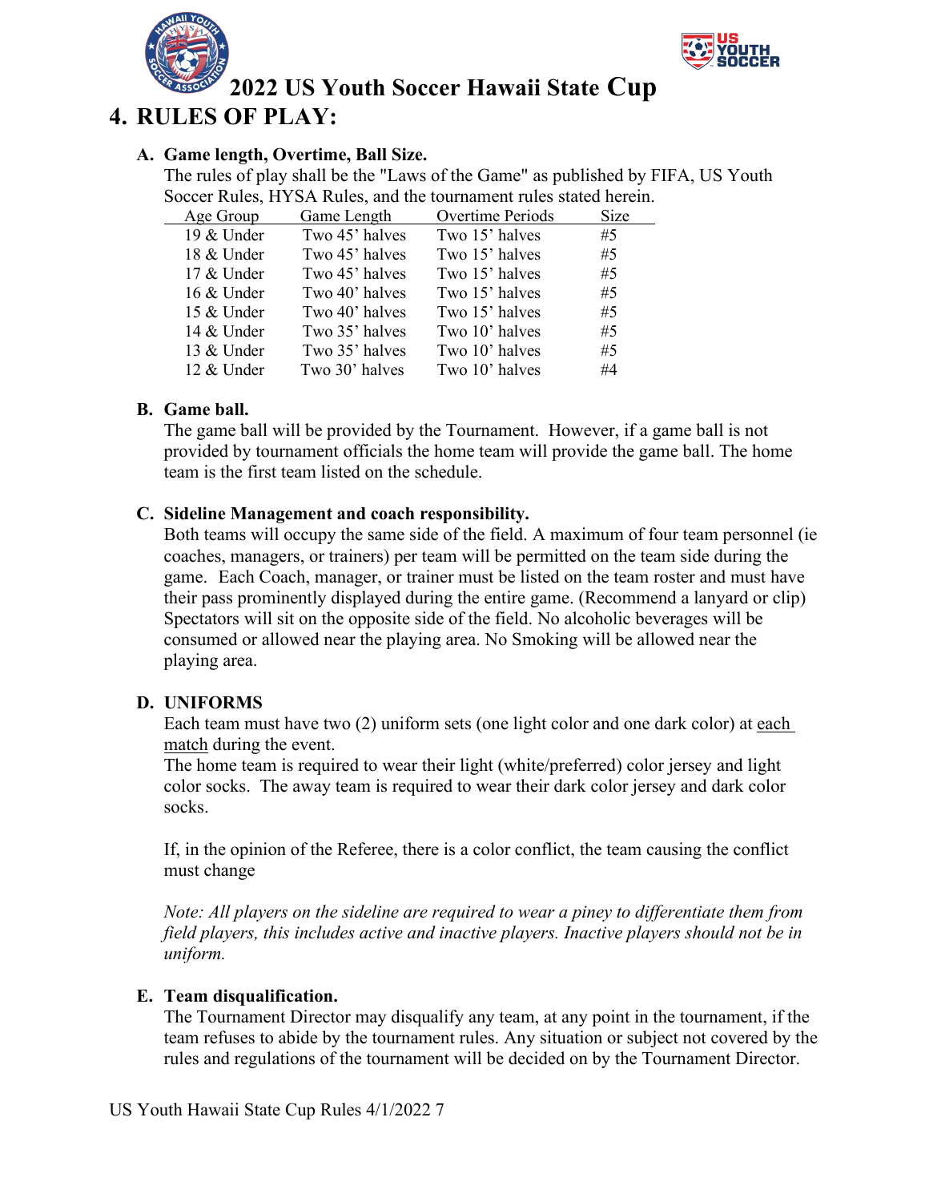# 2022 US Youth Soccer Hawaii State Cup

## 4. RULES OF PLAY:

### A. Game length, Overtime, Ball Size.

The rules of play shall be the "Laws of the Game" as published by FIFA, US Youth Soccer Rules, HYSA Rules, and the tournament rules stated herein.

| Age Group | Game Length | Overtime Periods | Size |
|---|---|---|---|
| 19 & Under | Two 45' halves | Two 15' halves | #5 |
| 18 & Under | Two 45' halves | Two 15' halves | #5 |
| 17 & Under | Two 45' halves | Two 15' halves | #5 |
| 16 & Under | Two 40' halves | Two 15' halves | #5 |
| 15 & Under | Two 40' halves | Two 15' halves | #5 |
| 14 & Under | Two 35' halves | Two 10' halves | #5 |
| 13 & Under | Two 35' halves | Two 10' halves | #5 |
| 12 & Under | Two 30' halves | Two 10' halves | #4 |

### B. Game ball.

The game ball will be provided by the Tournament. However, if a game ball is not provided by tournament officials the home team will provide the game ball. The home team is the first team listed on the schedule.

### C. Sideline Management and coach responsibility.

Both teams will occupy the same side of the field. A maximum of four team personnel (ie coaches, managers, or trainers) per team will be permitted on the team side during the game. Each Coach, manager, or trainer must be listed on the team roster and must have their pass prominently displayed during the entire game. (Recommend a lanyard or clip) Spectators will sit on the opposite side of the field. No alcoholic beverages will be consumed or allowed near the playing area. No Smoking will be allowed near the playing area.

### D. UNIFORMS

Each team must have two (2) uniform sets (one light color and one dark color) at each match during the event.

The home team is required to wear their light (white/preferred) color jersey and light color socks. The away team is required to wear their dark color jersey and dark color socks.

If, in the opinion of the Referee, there is a color conflict, the team causing the conflict must change

*Note: All players on the sideline are required to wear a piney to differentiate them from field players, this includes active and inactive players. Inactive players should not be in uniform.*

### E. Team disqualification.

The Tournament Director may disqualify any team, at any point in the tournament, if the team refuses to abide by the tournament rules. Any situation or subject not covered by the rules and regulations of the tournament will be decided on by the Tournament Director.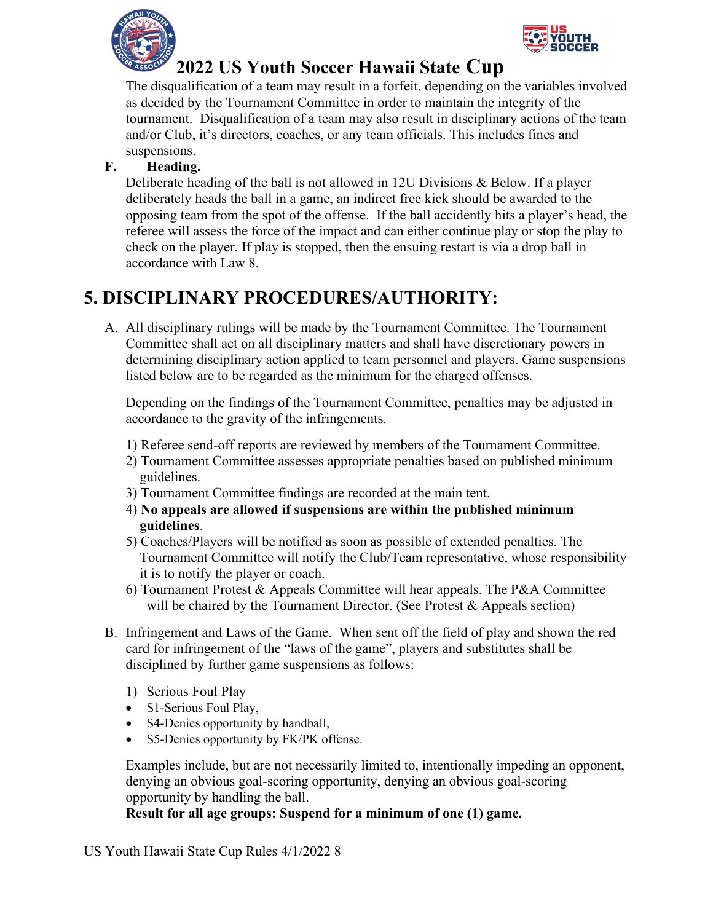The disqualification of a team may result in a forfeit, depending on the variables involved as decided by the Tournament Committee in order to maintain the integrity of the tournament. Disqualification of a team may also result in disciplinary actions of the team and/or Club, it's directors, coaches, or any team officials. This includes fines and suspensions.

**F. Heading.**

Deliberate heading of the ball is not allowed in 12U Divisions & Below. If a player deliberately heads the ball in a game, an indirect free kick should be awarded to the opposing team from the spot of the offense. If the ball accidently hits a player's head, the referee will assess the force of the impact and can either continue play or stop the play to check on the player. If play is stopped, then the ensuing restart is via a drop ball in accordance with Law 8.

## 5. DISCIPLINARY PROCEDURES/AUTHORITY:

A. All disciplinary rulings will be made by the Tournament Committee. The Tournament Committee shall act on all disciplinary matters and shall have discretionary powers in determining disciplinary action applied to team personnel and players. Game suspensions listed below are to be regarded as the minimum for the charged offenses.

   Depending on the findings of the Tournament Committee, penalties may be adjusted in accordance to the gravity of the infringements.

   1) Referee send-off reports are reviewed by members of the Tournament Committee.
   2) Tournament Committee assesses appropriate penalties based on published minimum guidelines.
   3) Tournament Committee findings are recorded at the main tent.
   4) **No appeals are allowed if suspensions are within the published minimum guidelines**.
   5) Coaches/Players will be notified as soon as possible of extended penalties. The Tournament Committee will notify the Club/Team representative, whose responsibility it is to notify the player or coach.
   6) Tournament Protest & Appeals Committee will hear appeals. The P&A Committee will be chaired by the Tournament Director. (See Protest & Appeals section)

B. Infringement and Laws of the Game. When sent off the field of play and shown the red card for infringement of the "laws of the game", players and substitutes shall be disciplined by further game suspensions as follows:

   1) Serious Foul Play
   - S1-Serious Foul Play,
   - S4-Denies opportunity by handball,
   - S5-Denies opportunity by FK/PK offense.

   Examples include, but are not necessarily limited to, intentionally impeding an opponent, denying an obvious goal-scoring opportunity, denying an obvious goal-scoring opportunity by handling the ball.

   **Result for all age groups: Suspend for a minimum of one (1) game.**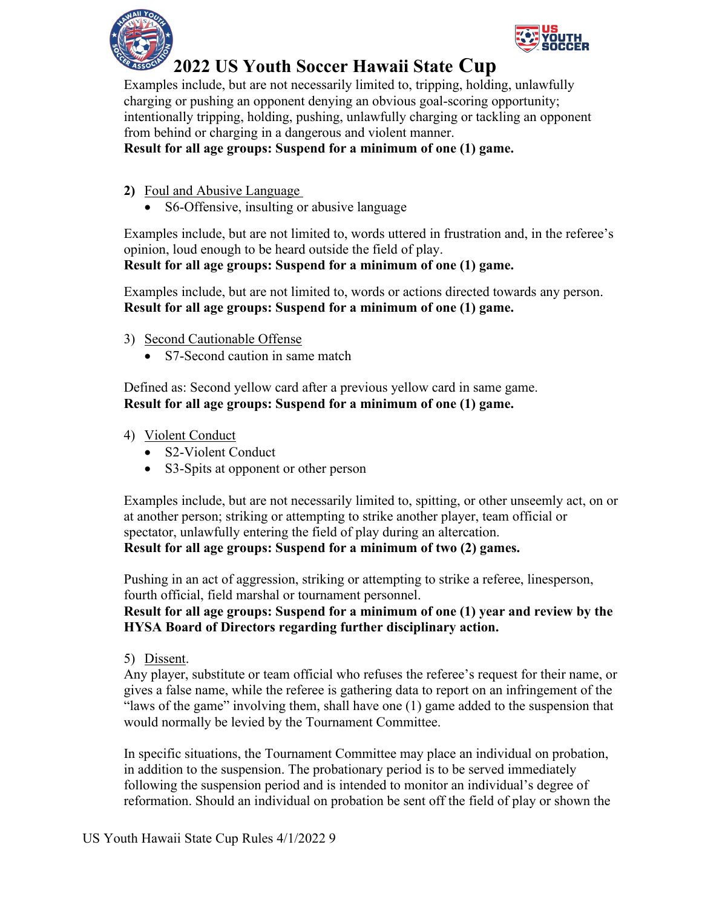Examples include, but are not necessarily limited to, tripping, holding, unlawfully charging or pushing an opponent denying an obvious goal-scoring opportunity; intentionally tripping, holding, pushing, unlawfully charging or tackling an opponent from behind or charging in a dangerous and violent manner.
**Result for all age groups: Suspend for a minimum of one (1) game.**

**2)** Foul and Abusive Language
- S6-Offensive, insulting or abusive language

Examples include, but are not limited to, words uttered in frustration and, in the referee's opinion, loud enough to be heard outside the field of play.
**Result for all age groups: Suspend for a minimum of one (1) game.**

Examples include, but are not limited to, words or actions directed towards any person.
**Result for all age groups: Suspend for a minimum of one (1) game.**

3) Second Cautionable Offense
- S7-Second caution in same match

Defined as: Second yellow card after a previous yellow card in same game.
**Result for all age groups: Suspend for a minimum of one (1) game.**

4) Violent Conduct
- S2-Violent Conduct
- S3-Spits at opponent or other person

Examples include, but are not necessarily limited to, spitting, or other unseemly act, on or at another person; striking or attempting to strike another player, team official or spectator, unlawfully entering the field of play during an altercation.
**Result for all age groups: Suspend for a minimum of two (2) games.**

Pushing in an act of aggression, striking or attempting to strike a referee, linesperson, fourth official, field marshal or tournament personnel.
**Result for all age groups: Suspend for a minimum of one (1) year and review by the HYSA Board of Directors regarding further disciplinary action.**

5) Dissent.
Any player, substitute or team official who refuses the referee's request for their name, or gives a false name, while the referee is gathering data to report on an infringement of the "laws of the game" involving them, shall have one (1) game added to the suspension that would normally be levied by the Tournament Committee.

In specific situations, the Tournament Committee may place an individual on probation, in addition to the suspension. The probationary period is to be served immediately following the suspension period and is intended to monitor an individual's degree of reformation. Should an individual on probation be sent off the field of play or shown the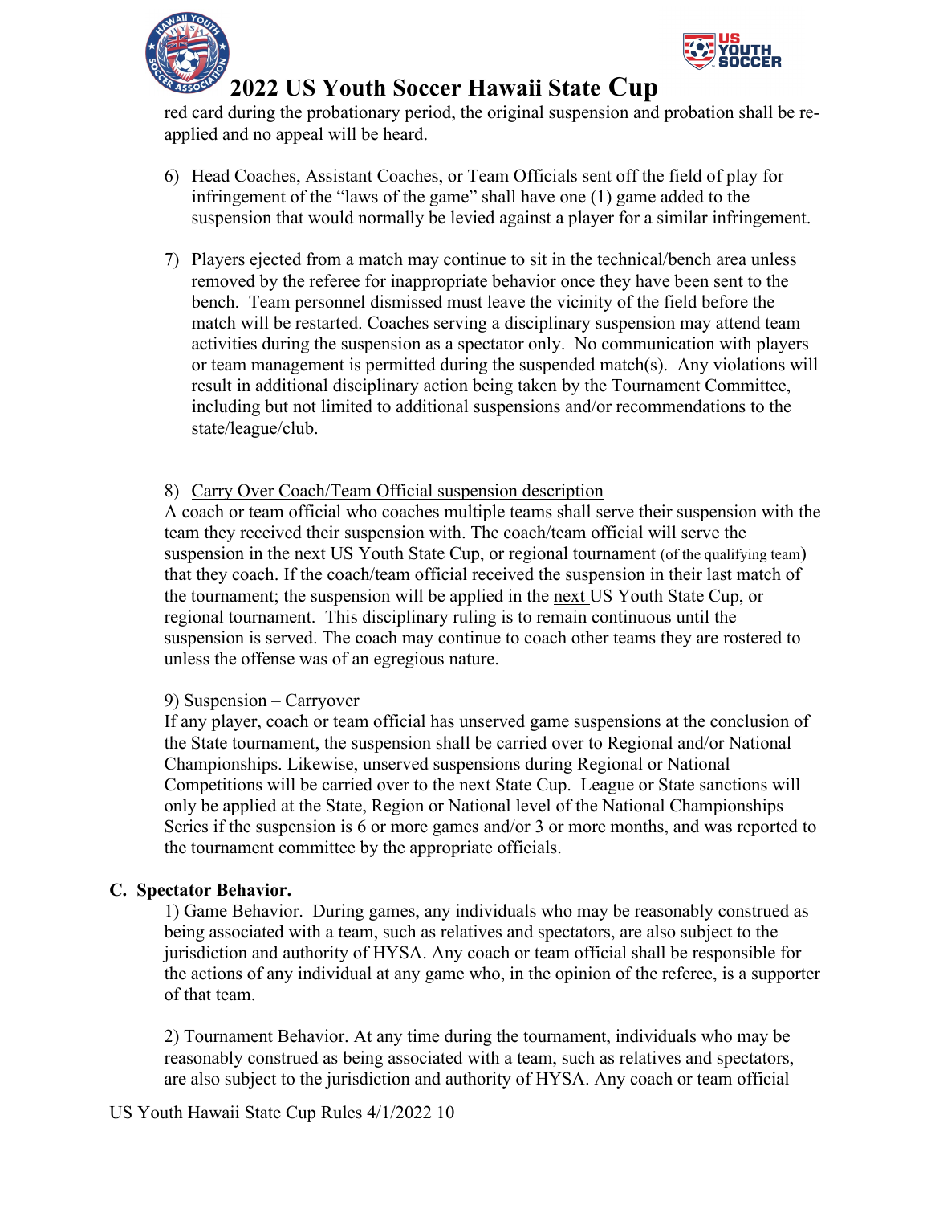red card during the probationary period, the original suspension and probation shall be re-applied and no appeal will be heard.

6) Head Coaches, Assistant Coaches, or Team Officials sent off the field of play for infringement of the "laws of the game" shall have one (1) game added to the suspension that would normally be levied against a player for a similar infringement.

7) Players ejected from a match may continue to sit in the technical/bench area unless removed by the referee for inappropriate behavior once they have been sent to the bench. Team personnel dismissed must leave the vicinity of the field before the match will be restarted. Coaches serving a disciplinary suspension may attend team activities during the suspension as a spectator only. No communication with players or team management is permitted during the suspended match(s). Any violations will result in additional disciplinary action being taken by the Tournament Committee, including but not limited to additional suspensions and/or recommendations to the state/league/club.

8) <u>Carry Over Coach/Team Official suspension description</u>

A coach or team official who coaches multiple teams shall serve their suspension with the team they received their suspension with. The coach/team official will serve the suspension in the <u>next</u> US Youth State Cup, or regional tournament (of the qualifying team) that they coach. If the coach/team official received the suspension in their last match of the tournament; the suspension will be applied in the <u>next</u> US Youth State Cup, or regional tournament. This disciplinary ruling is to remain continuous until the suspension is served. The coach may continue to coach other teams they are rostered to unless the offense was of an egregious nature.

9) Suspension – Carryover

If any player, coach or team official has unserved game suspensions at the conclusion of the State tournament, the suspension shall be carried over to Regional and/or National Championships. Likewise, unserved suspensions during Regional or National Competitions will be carried over to the next State Cup. League or State sanctions will only be applied at the State, Region or National level of the National Championships Series if the suspension is 6 or more games and/or 3 or more months, and was reported to the tournament committee by the appropriate officials.

**C. Spectator Behavior.**

1) Game Behavior. During games, any individuals who may be reasonably construed as being associated with a team, such as relatives and spectators, are also subject to the jurisdiction and authority of HYSA. Any coach or team official shall be responsible for the actions of any individual at any game who, in the opinion of the referee, is a supporter of that team.

2) Tournament Behavior. At any time during the tournament, individuals who may be reasonably construed as being associated with a team, such as relatives and spectators, are also subject to the jurisdiction and authority of HYSA. Any coach or team official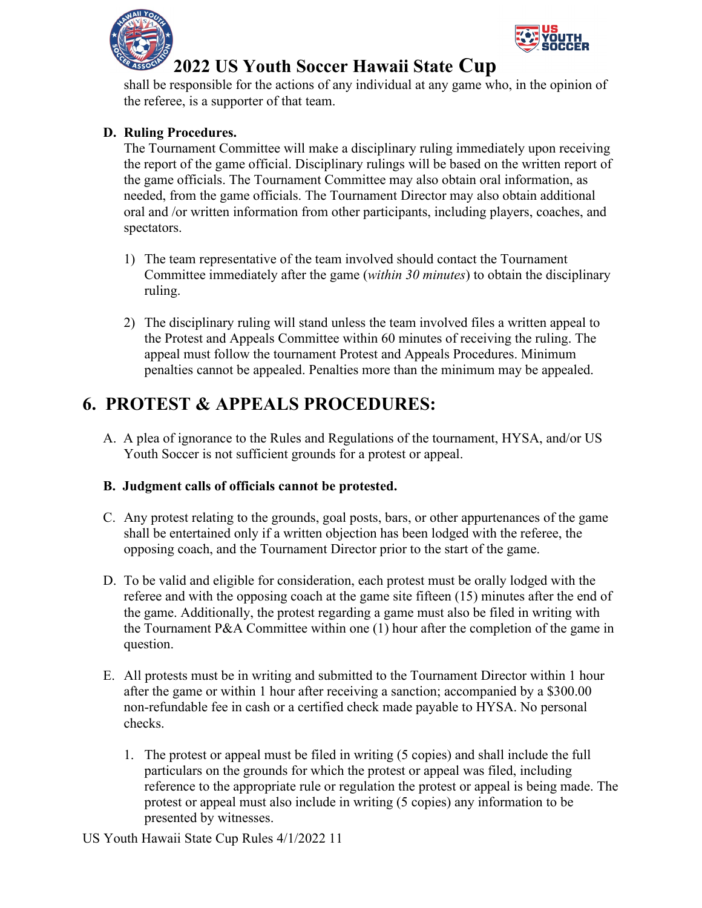shall be responsible for the actions of any individual at any game who, in the opinion of the referee, is a supporter of that team.

**D. Ruling Procedures.**

The Tournament Committee will make a disciplinary ruling immediately upon receiving the report of the game official. Disciplinary rulings will be based on the written report of the game officials. The Tournament Committee may also obtain oral information, as needed, from the game officials. The Tournament Director may also obtain additional oral and /or written information from other participants, including players, coaches, and spectators.

1) The team representative of the team involved should contact the Tournament Committee immediately after the game (*within 30 minutes*) to obtain the disciplinary ruling.

2) The disciplinary ruling will stand unless the team involved files a written appeal to the Protest and Appeals Committee within 60 minutes of receiving the ruling. The appeal must follow the tournament Protest and Appeals Procedures. Minimum penalties cannot be appealed. Penalties more than the minimum may be appealed.

## 6. PROTEST & APPEALS PROCEDURES:

A. A plea of ignorance to the Rules and Regulations of the tournament, HYSA, and/or US Youth Soccer is not sufficient grounds for a protest or appeal.

**B. Judgment calls of officials cannot be protested.**

C. Any protest relating to the grounds, goal posts, bars, or other appurtenances of the game shall be entertained only if a written objection has been lodged with the referee, the opposing coach, and the Tournament Director prior to the start of the game.

D. To be valid and eligible for consideration, each protest must be orally lodged with the referee and with the opposing coach at the game site fifteen (15) minutes after the end of the game. Additionally, the protest regarding a game must also be filed in writing with the Tournament P&A Committee within one (1) hour after the completion of the game in question.

E. All protests must be in writing and submitted to the Tournament Director within 1 hour after the game or within 1 hour after receiving a sanction; accompanied by a $300.00 non-refundable fee in cash or a certified check made payable to HYSA. No personal checks.

1. The protest or appeal must be filed in writing (5 copies) and shall include the full particulars on the grounds for which the protest or appeal was filed, including reference to the appropriate rule or regulation the protest or appeal is being made. The protest or appeal must also include in writing (5 copies) any information to be presented by witnesses.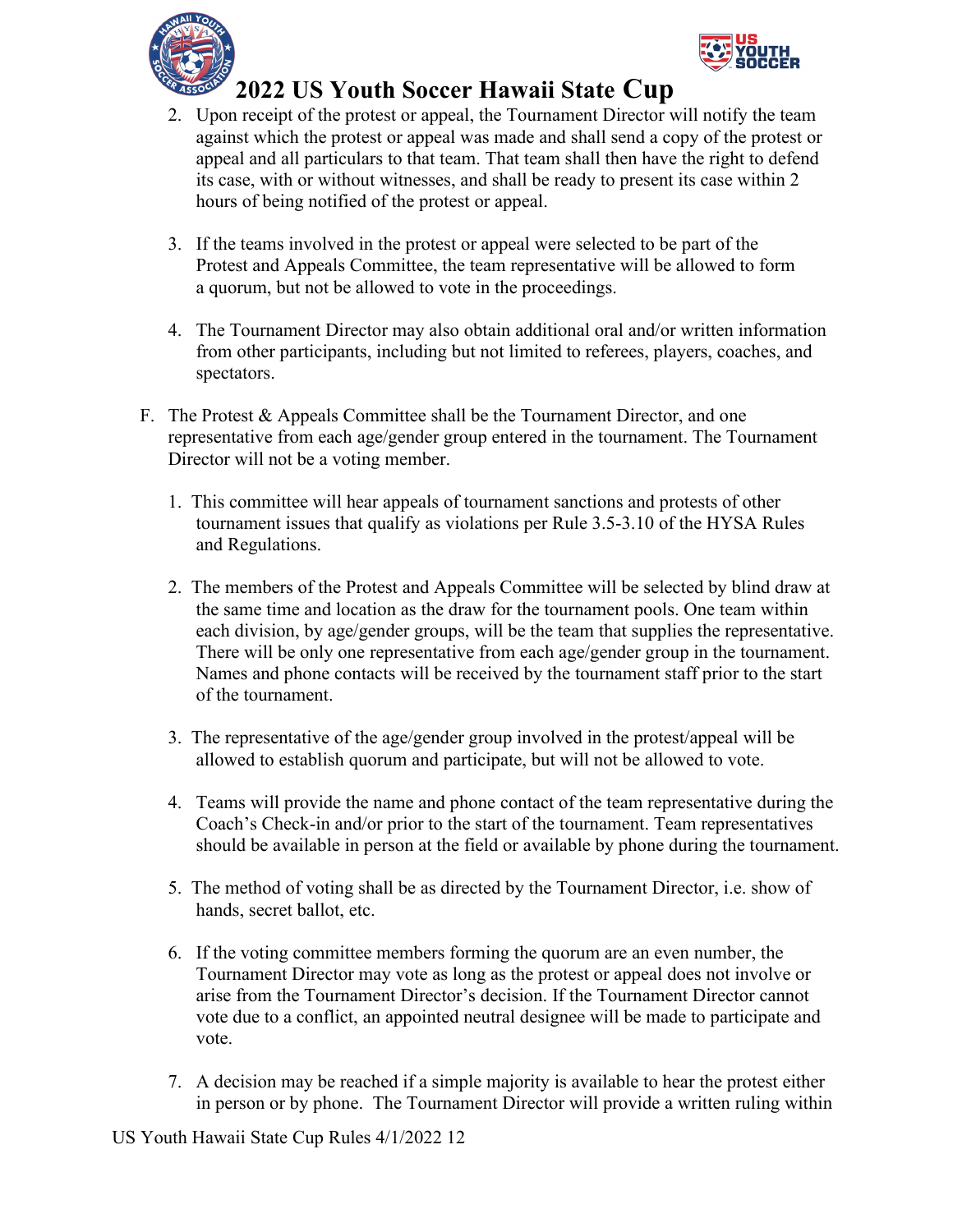2. Upon receipt of the protest or appeal, the Tournament Director will notify the team against which the protest or appeal was made and shall send a copy of the protest or appeal and all particulars to that team. That team shall then have the right to defend its case, with or without witnesses, and shall be ready to present its case within 2 hours of being notified of the protest or appeal.

3. If the teams involved in the protest or appeal were selected to be part of the Protest and Appeals Committee, the team representative will be allowed to form a quorum, but not be allowed to vote in the proceedings.

4. The Tournament Director may also obtain additional oral and/or written information from other participants, including but not limited to referees, players, coaches, and spectators.

F. The Protest & Appeals Committee shall be the Tournament Director, and one representative from each age/gender group entered in the tournament. The Tournament Director will not be a voting member.

1. This committee will hear appeals of tournament sanctions and protests of other tournament issues that qualify as violations per Rule 3.5-3.10 of the HYSA Rules and Regulations.

2. The members of the Protest and Appeals Committee will be selected by blind draw at the same time and location as the draw for the tournament pools. One team within each division, by age/gender groups, will be the team that supplies the representative. There will be only one representative from each age/gender group in the tournament. Names and phone contacts will be received by the tournament staff prior to the start of the tournament.

3. The representative of the age/gender group involved in the protest/appeal will be allowed to establish quorum and participate, but will not be allowed to vote.

4. Teams will provide the name and phone contact of the team representative during the Coach's Check-in and/or prior to the start of the tournament. Team representatives should be available in person at the field or available by phone during the tournament.

5. The method of voting shall be as directed by the Tournament Director, i.e. show of hands, secret ballot, etc.

6. If the voting committee members forming the quorum are an even number, the Tournament Director may vote as long as the protest or appeal does not involve or arise from the Tournament Director's decision. If the Tournament Director cannot vote due to a conflict, an appointed neutral designee will be made to participate and vote.

7. A decision may be reached if a simple majority is available to hear the protest either in person or by phone. The Tournament Director will provide a written ruling within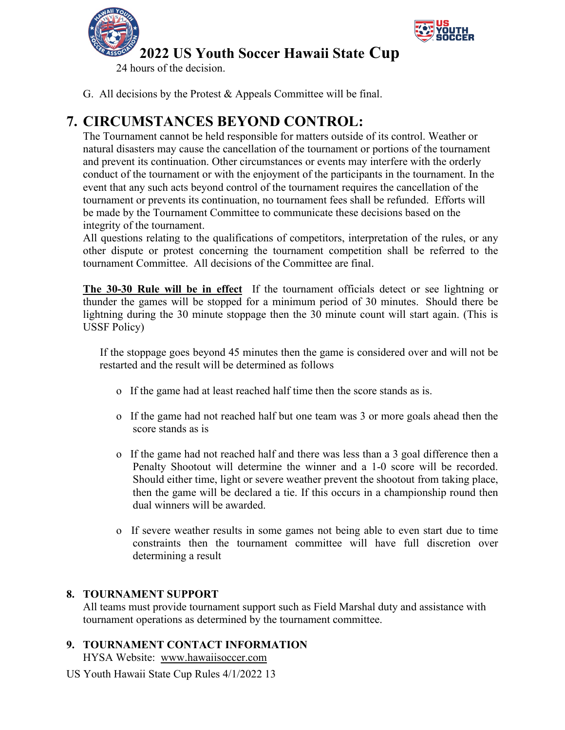24 hours of the decision.

G. All decisions by the Protest & Appeals Committee will be final.

# 7. CIRCUMSTANCES BEYOND CONTROL:

The Tournament cannot be held responsible for matters outside of its control. Weather or natural disasters may cause the cancellation of the tournament or portions of the tournament and prevent its continuation. Other circumstances or events may interfere with the orderly conduct of the tournament or with the enjoyment of the participants in the tournament. In the event that any such acts beyond control of the tournament requires the cancellation of the tournament or prevents its continuation, no tournament fees shall be refunded. Efforts will be made by the Tournament Committee to communicate these decisions based on the integrity of the tournament.

All questions relating to the qualifications of competitors, interpretation of the rules, or any other dispute or protest concerning the tournament competition shall be referred to the tournament Committee. All decisions of the Committee are final.

**The 30-30 Rule will be in effect** If the tournament officials detect or see lightning or thunder the games will be stopped for a minimum period of 30 minutes. Should there be lightning during the 30 minute stoppage then the 30 minute count will start again. (This is USSF Policy)

If the stoppage goes beyond 45 minutes then the game is considered over and will not be restarted and the result will be determined as follows

- If the game had at least reached half time then the score stands as is.
- If the game had not reached half but one team was 3 or more goals ahead then the score stands as is
- If the game had not reached half and there was less than a 3 goal difference then a Penalty Shootout will determine the winner and a 1-0 score will be recorded. Should either time, light or severe weather prevent the shootout from taking place, then the game will be declared a tie. If this occurs in a championship round then dual winners will be awarded.
- If severe weather results in some games not being able to even start due to time constraints then the tournament committee will have full discretion over determining a result

## 8. TOURNAMENT SUPPORT

All teams must provide tournament support such as Field Marshal duty and assistance with tournament operations as determined by the tournament committee.

## 9. TOURNAMENT CONTACT INFORMATION

HYSA Website: www.hawaiisoccer.com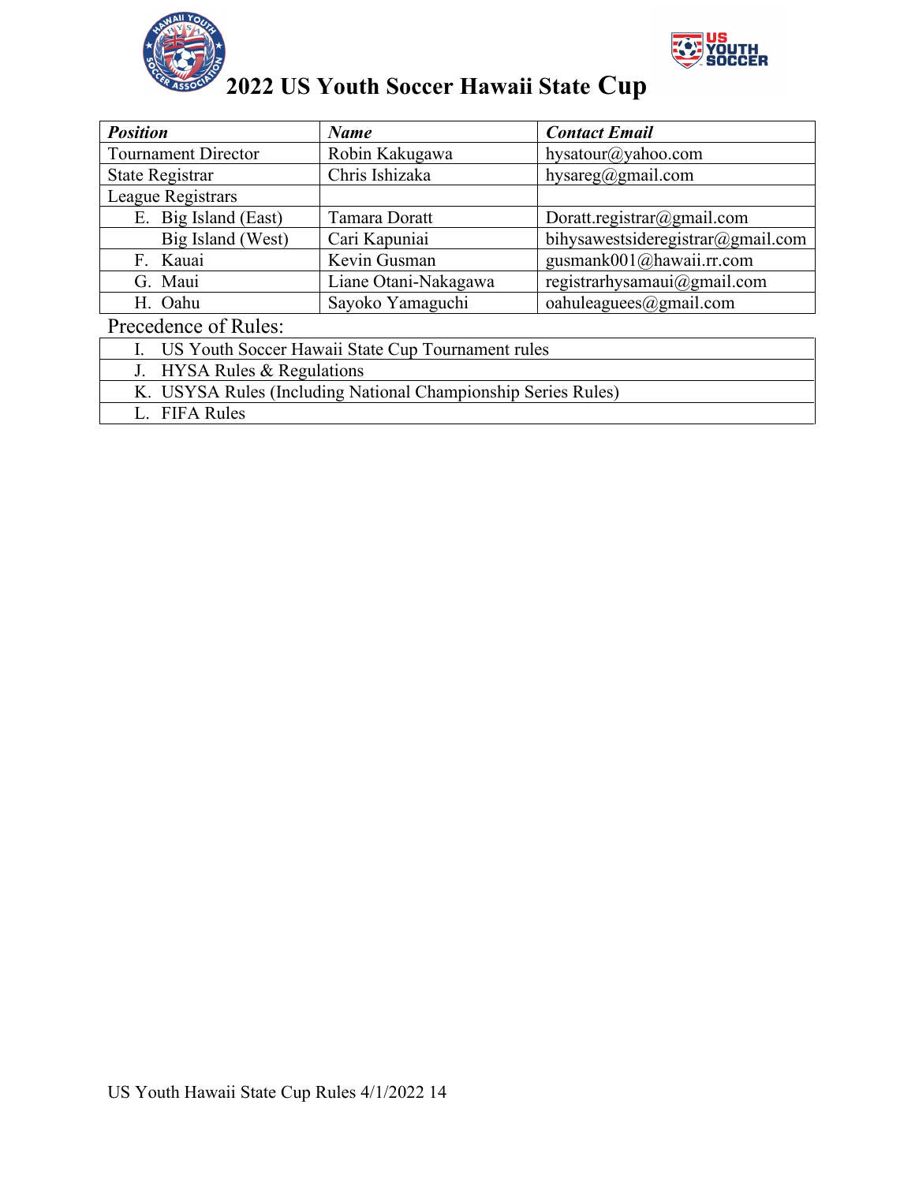# 2022 US Youth Soccer Hawaii State Cup

| ***Position*** | ***Name*** | ***Contact Email*** |
|---|---|---|
| Tournament Director | Robin Kakugawa | hysatour@yahoo.com |
| State Registrar | Chris Ishizaka | hysareg@gmail.com |
| League Registrars | | |
| E. Big Island (East) | Tamara Doratt | Doratt.registrar@gmail.com |
| Big Island (West) | Cari Kapuniai | bihysawestsideregistrar@gmail.com |
| F. Kauai | Kevin Gusman | gusmank001@hawaii.rr.com |
| G. Maui | Liane Otani-Nakagawa | registrarhysamaui@gmail.com |
| H. Oahu | Sayoko Yamaguchi | oahuleaguees@gmail.com |

Precedence of Rules:

| |
|---|
| I. US Youth Soccer Hawaii State Cup Tournament rules |
| J. HYSA Rules & Regulations |
| K. USYSA Rules (Including National Championship Series Rules) |
| L. FIFA Rules |